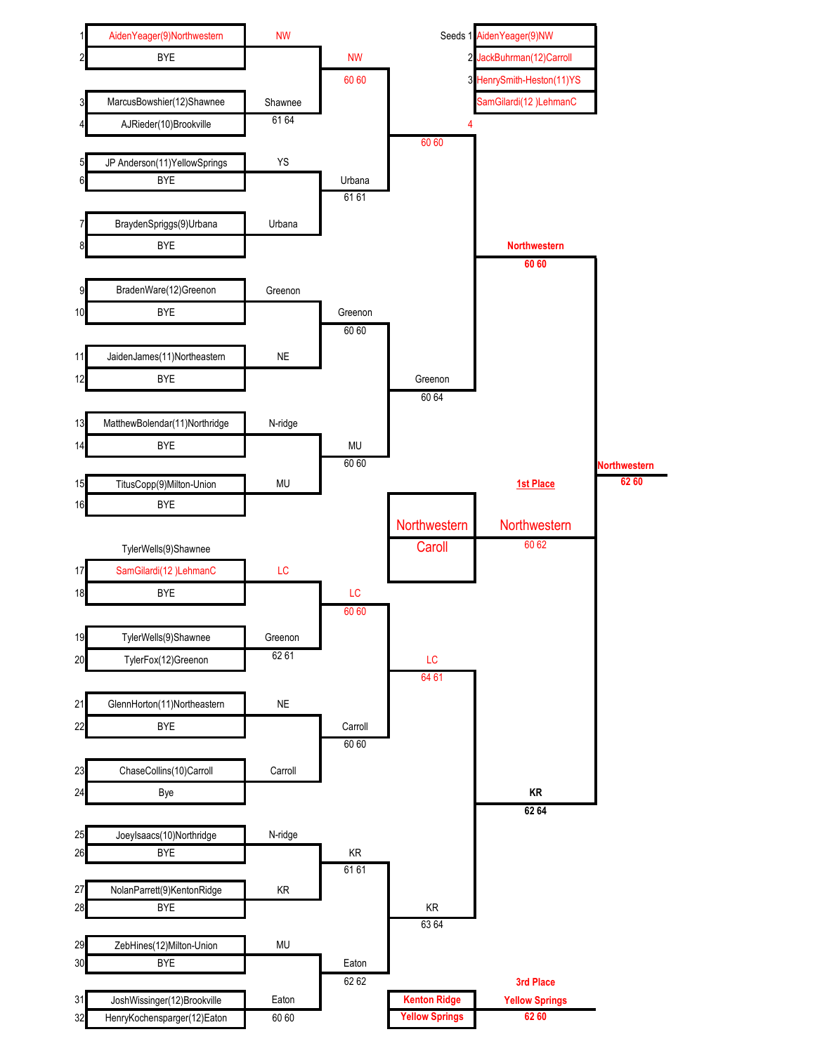**Seeds**

| Seed | Player |
| --- | --- |
| 1 | AidenYeager(9)NW |
| 2 | JackBuhrman(12)Carroll |
| 3 | HenrySmith-Heston(11)YS |
| 4 | SamGilardi(12 )LehmanC |

**First Round**

| # | Player | Winner | Score |
| --- | --- | --- | --- |
| 1 | AidenYeager(9)Northwestern | NW | |
| 2 | BYE | | |
| 3 | MarcusBowshier(12)Shawnee | Shawnee | 61 64 |
| 4 | AJRieder(10)Brookville | | |
| 5 | JP Anderson(11)YellowSprings | YS | |
| 6 | BYE | | |
| 7 | BraydenSpriggs(9)Urbana | Urbana | |
| 8 | BYE | | |
| 9 | BradenWare(12)Greenon | Greenon | |
| 10 | BYE | | |
| 11 | JaidenJames(11)Northeastern | NE | |
| 12 | BYE | | |
| 13 | MatthewBolendar(11)Northridge | N-ridge | |
| 14 | BYE | | |
| 15 | TitusCopp(9)Milton-Union | MU | |
| 16 | BYE | | |
| 17 | SamGilardi(12 )LehmanC | LC | |
| 18 | BYE | | |
| 19 | TylerWells(9)Shawnee | Greenon | 62 61 |
| 20 | TylerFox(12)Greenon | | |
| 21 | GlennHorton(11)Northeastern | NE | |
| 22 | BYE | | |
| 23 | ChaseCollins(10)Carroll | Carroll | |
| 24 | Bye | | |
| 25 | JoeyIsaacs(10)Northridge | N-ridge | |
| 26 | BYE | | |
| 27 | NolanParrett(9)KentonRidge | KR | |
| 28 | BYE | | |
| 29 | ZebHines(12)Milton-Union | MU | |
| 30 | BYE | | |
| 31 | JoshWissinger(12)Brookville | Eaton | 60 60 |
| 32 | HenryKochensparger(12)Eaton | | |

TylerWells(9)Shawnee

**Second Round**

| Winner | Score |
| --- | --- |
| NW | 60 60 |
| Urbana | 61 61 |
| Greenon | 60 60 |
| MU | 60 60 |
| LC | 60 60 |
| Carroll | 60 60 |
| KR | 61 61 |
| Eaton | 62 62 |

**Quarterfinals**

| Winner | Score |
| --- | --- |
| 4 | 60 60 |
| Greenon | 60 64 |
| LC | 64 61 |
| KR | 63 64 |

**Semifinals**

| Winner | Score |
| --- | --- |
| Northwestern | 60 60 |
| KR | 62 64 |

**Final**

Northwestern 62 60

**1st Place**

| Match | Winner | Score |
| --- | --- | --- |
| Northwestern vs Caroll | Northwestern | 60 62 |

**3rd Place**

| Match | Winner | Score |
| --- | --- | --- |
| Kenton Ridge vs Yellow Springs | Yellow Springs | 62 60 |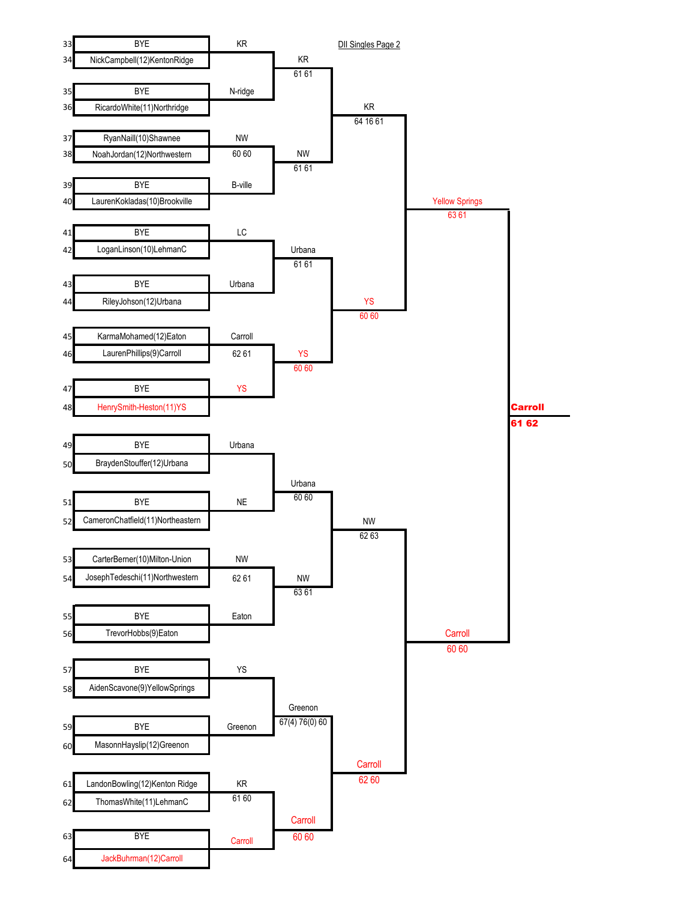DII Singles Page 2

| Seed | Player | Round 1 | Round 2 | Quarterfinal | Semifinal | Final |
|---|---|---|---|---|---|---|
| 33 | BYE | KR | KR 61 61 | KR 64 16 61 | Yellow Springs 63 61 | Carroll 61 62 |
| 34 | NickCampbell(12)KentonRidge | | | | | |
| 35 | BYE | N-ridge | | | | |
| 36 | RicardoWhite(11)Northridge | | | | | |
| 37 | RyanNaill(10)Shawnee | NW 60 60 | NW 61 61 | | | |
| 38 | NoahJordan(12)Northwestern | | | | | |
| 39 | BYE | B-ville | | | | |
| 40 | LaurenKokladas(10)Brookville | | | | | |
| 41 | BYE | LC | Urbana 61 61 | YS 60 60 | | |
| 42 | LoganLinson(10)LehmanC | | | | | |
| 43 | BYE | Urbana | | | | |
| 44 | RileyJohson(12)Urbana | | | | | |
| 45 | KarmaMohamed(12)Eaton | Carroll 62 61 | YS 60 60 | | | |
| 46 | LaurenPhillips(9)Carroll | | | | | |
| 47 | BYE | YS | | | | |
| 48 | HenrySmith-Heston(11)YS | | | | | |
| 49 | BYE | Urbana | Urbana 60 60 | NW 62 63 | Carroll 60 60 | |
| 50 | BraydenStouffer(12)Urbana | | | | | |
| 51 | BYE | NE | | | | |
| 52 | CameronChatfield(11)Northeastern | | | | | |
| 53 | CarterBerner(10)Milton-Union | NW 62 61 | NW 63 61 | | | |
| 54 | JosephTedeschi(11)Northwestern | | | | | |
| 55 | BYE | Eaton | | | | |
| 56 | TrevorHobbs(9)Eaton | | | | | |
| 57 | BYE | YS | Greenon 67(4) 76(0) 60 | Carroll 62 60 | | |
| 58 | AidenScavone(9)YellowSprings | | | | | |
| 59 | BYE | Greenon | | | | |
| 60 | MasonnHayslip(12)Greenon | | | | | |
| 61 | LandonBowling(12)Kenton Ridge | KR 61 60 | Carroll 60 60 | | | |
| 62 | ThomasWhite(11)LehmanC | | | | | |
| 63 | BYE | Carroll | | | | |
| 64 | JackBuhrman(12)Carroll | | | | | |